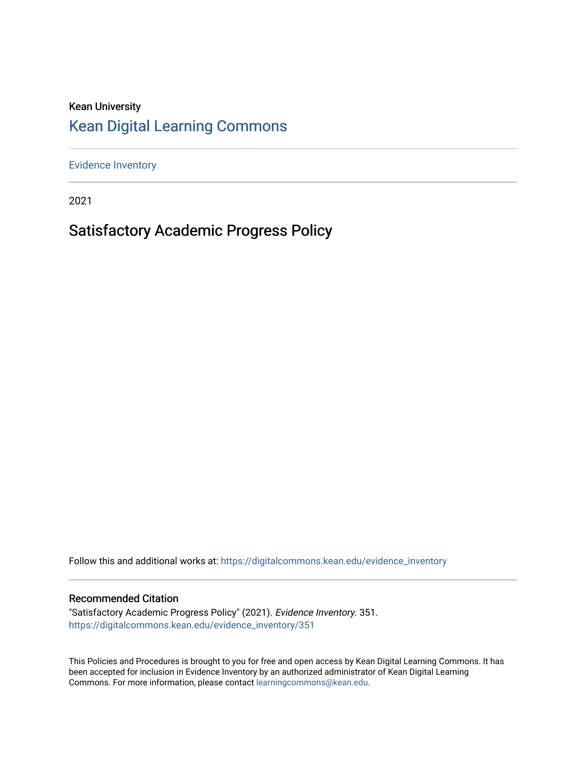Kean University

# Kean Digital Learning Commons

Evidence Inventory

2021

## Satisfactory Academic Progress Policy

Follow this and additional works at: https://digitalcommons.kean.edu/evidence_inventory

### Recommended Citation

"Satisfactory Academic Progress Policy" (2021). *Evidence Inventory*. 351.
https://digitalcommons.kean.edu/evidence_inventory/351

This Policies and Procedures is brought to you for free and open access by Kean Digital Learning Commons. It has been accepted for inclusion in Evidence Inventory by an authorized administrator of Kean Digital Learning Commons. For more information, please contact learningcommons@kean.edu.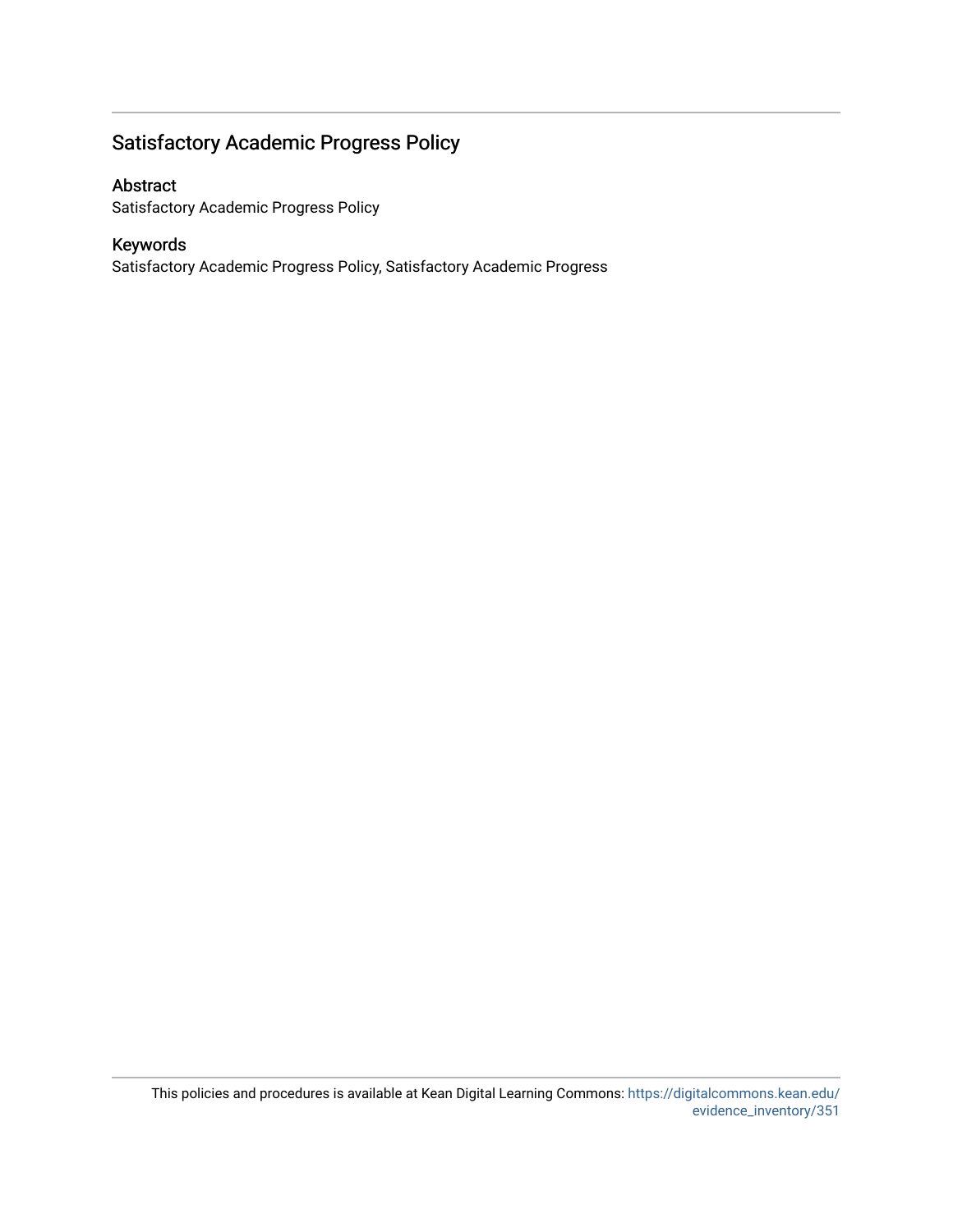# Satisfactory Academic Progress Policy

## Abstract

Satisfactory Academic Progress Policy

## Keywords

Satisfactory Academic Progress Policy, Satisfactory Academic Progress

This policies and procedures is available at Kean Digital Learning Commons: https://digitalcommons.kean.edu/evidence_inventory/351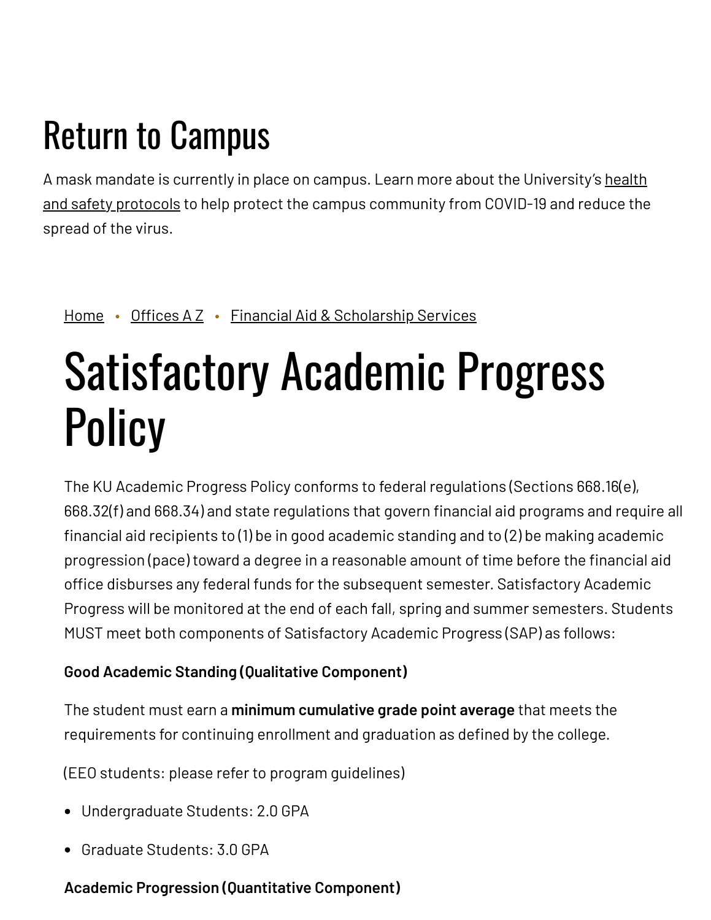# Return to Campus

A mask mandate is currently in place on campus. Learn more about the University's health and safety protocols to help protect the campus community from COVID-19 and reduce the spread of the virus.

Home • Offices A Z • Financial Aid & Scholarship Services

# Satisfactory Academic Progress Policy

The KU Academic Progress Policy conforms to federal regulations (Sections 668.16(e), 668.32(f) and 668.34) and state regulations that govern financial aid programs and require all financial aid recipients to (1) be in good academic standing and to (2) be making academic progression (pace) toward a degree in a reasonable amount of time before the financial aid office disburses any federal funds for the subsequent semester. Satisfactory Academic Progress will be monitored at the end of each fall, spring and summer semesters. Students MUST meet both components of Satisfactory Academic Progress (SAP) as follows:

**Good Academic Standing (Qualitative Component)**

The student must earn a **minimum cumulative grade point average** that meets the requirements for continuing enrollment and graduation as defined by the college.

(EEO students: please refer to program guidelines)

- Undergraduate Students: 2.0 GPA
- Graduate Students: 3.0 GPA

**Academic Progression (Quantitative Component)**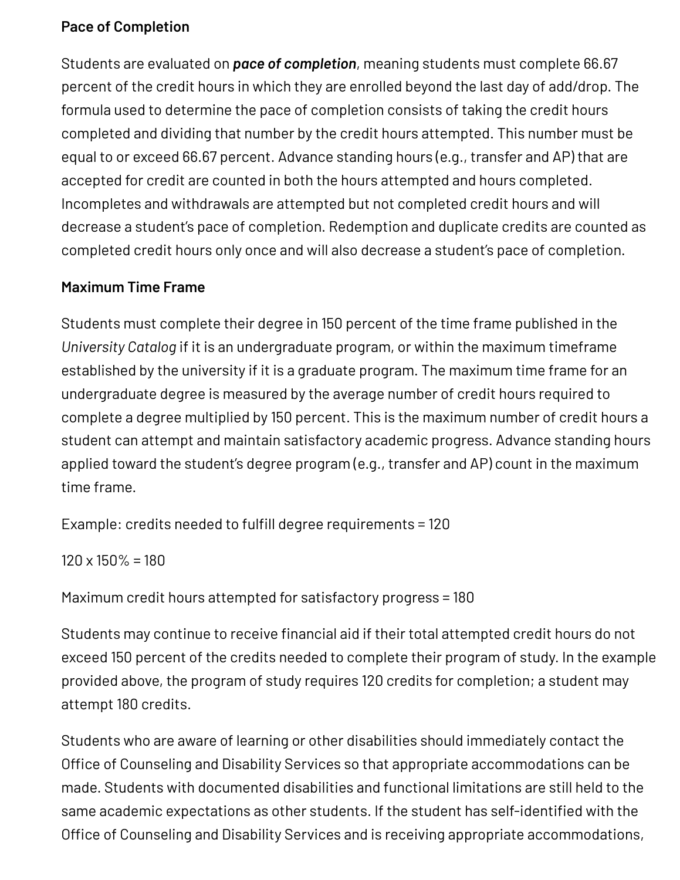**Pace of Completion**

Students are evaluated on ***pace of completion***, meaning students must complete 66.67 percent of the credit hours in which they are enrolled beyond the last day of add/drop. The formula used to determine the pace of completion consists of taking the credit hours completed and dividing that number by the credit hours attempted. This number must be equal to or exceed 66.67 percent. Advance standing hours (e.g., transfer and AP) that are accepted for credit are counted in both the hours attempted and hours completed. Incompletes and withdrawals are attempted but not completed credit hours and will decrease a student's pace of completion. Redemption and duplicate credits are counted as completed credit hours only once and will also decrease a student's pace of completion.

**Maximum Time Frame**

Students must complete their degree in 150 percent of the time frame published in the *University Catalog* if it is an undergraduate program, or within the maximum timeframe established by the university if it is a graduate program. The maximum time frame for an undergraduate degree is measured by the average number of credit hours required to complete a degree multiplied by 150 percent. This is the maximum number of credit hours a student can attempt and maintain satisfactory academic progress. Advance standing hours applied toward the student's degree program (e.g., transfer and AP) count in the maximum time frame.

Example: credits needed to fulfill degree requirements = 120

120 x 150% = 180

Maximum credit hours attempted for satisfactory progress = 180

Students may continue to receive financial aid if their total attempted credit hours do not exceed 150 percent of the credits needed to complete their program of study. In the example provided above, the program of study requires 120 credits for completion; a student may attempt 180 credits.

Students who are aware of learning or other disabilities should immediately contact the Office of Counseling and Disability Services so that appropriate accommodations can be made. Students with documented disabilities and functional limitations are still held to the same academic expectations as other students. If the student has self-identified with the Office of Counseling and Disability Services and is receiving appropriate accommodations,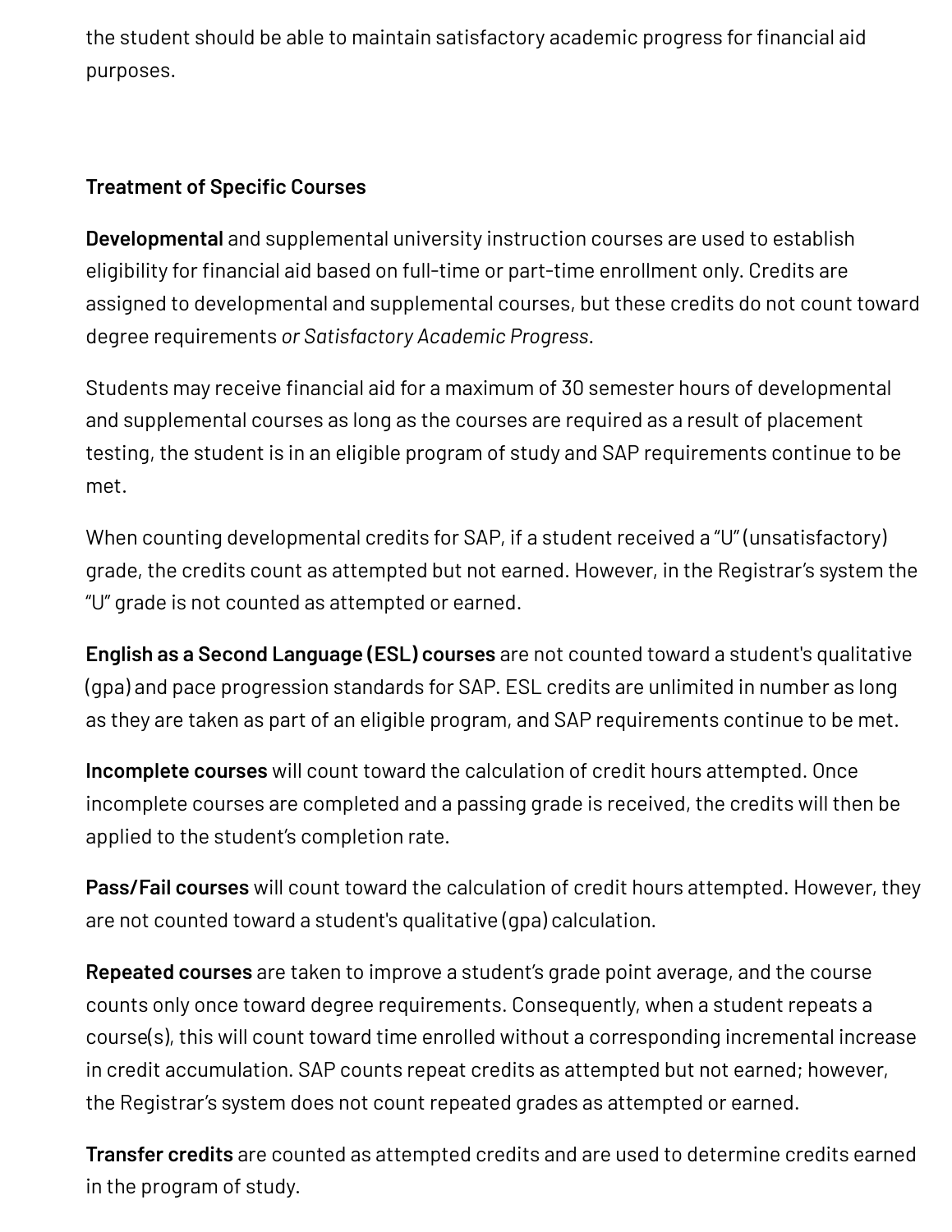the student should be able to maintain satisfactory academic progress for financial aid purposes.

**Treatment of Specific Courses**

**Developmental** and supplemental university instruction courses are used to establish eligibility for financial aid based on full-time or part-time enrollment only. Credits are assigned to developmental and supplemental courses, but these credits do not count toward degree requirements *or Satisfactory Academic Progress*.

Students may receive financial aid for a maximum of 30 semester hours of developmental and supplemental courses as long as the courses are required as a result of placement testing, the student is in an eligible program of study and SAP requirements continue to be met.

When counting developmental credits for SAP, if a student received a "U" (unsatisfactory) grade, the credits count as attempted but not earned. However, in the Registrar's system the "U" grade is not counted as attempted or earned.

**English as a Second Language (ESL) courses** are not counted toward a student's qualitative (gpa) and pace progression standards for SAP. ESL credits are unlimited in number as long as they are taken as part of an eligible program, and SAP requirements continue to be met.

**Incomplete courses** will count toward the calculation of credit hours attempted. Once incomplete courses are completed and a passing grade is received, the credits will then be applied to the student's completion rate.

**Pass/Fail courses** will count toward the calculation of credit hours attempted. However, they are not counted toward a student's qualitative (gpa) calculation.

**Repeated courses** are taken to improve a student's grade point average, and the course counts only once toward degree requirements. Consequently, when a student repeats a course(s), this will count toward time enrolled without a corresponding incremental increase in credit accumulation. SAP counts repeat credits as attempted but not earned; however, the Registrar's system does not count repeated grades as attempted or earned.

**Transfer credits** are counted as attempted credits and are used to determine credits earned in the program of study.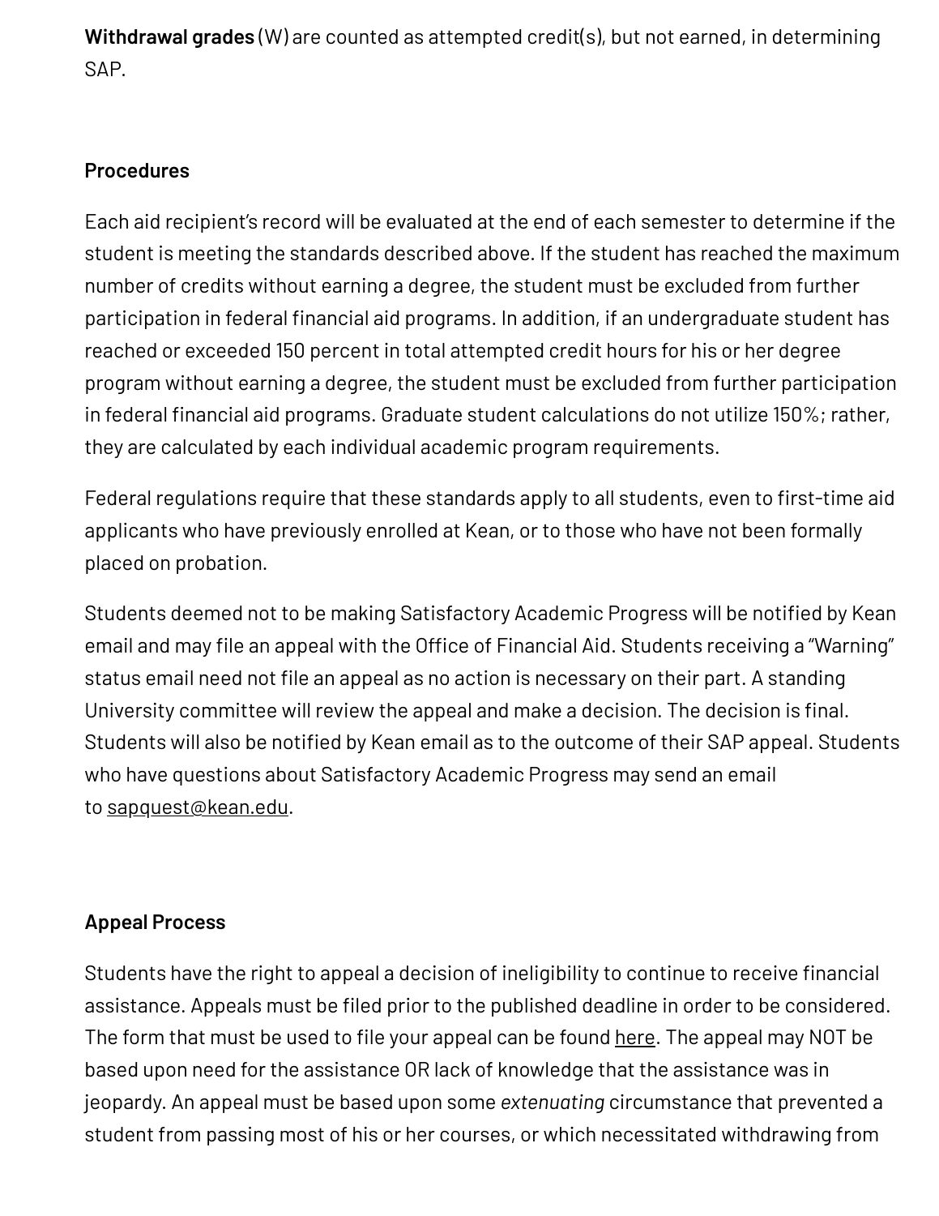**Withdrawal grades** (W) are counted as attempted credit(s), but not earned, in determining SAP.

## Procedures

Each aid recipient's record will be evaluated at the end of each semester to determine if the student is meeting the standards described above. If the student has reached the maximum number of credits without earning a degree, the student must be excluded from further participation in federal financial aid programs. In addition, if an undergraduate student has reached or exceeded 150 percent in total attempted credit hours for his or her degree program without earning a degree, the student must be excluded from further participation in federal financial aid programs. Graduate student calculations do not utilize 150%; rather, they are calculated by each individual academic program requirements.

Federal regulations require that these standards apply to all students, even to first-time aid applicants who have previously enrolled at Kean, or to those who have not been formally placed on probation.

Students deemed not to be making Satisfactory Academic Progress will be notified by Kean email and may file an appeal with the Office of Financial Aid. Students receiving a "Warning" status email need not file an appeal as no action is necessary on their part. A standing University committee will review the appeal and make a decision. The decision is final. Students will also be notified by Kean email as to the outcome of their SAP appeal. Students who have questions about Satisfactory Academic Progress may send an email to sapquest@kean.edu.

## Appeal Process

Students have the right to appeal a decision of ineligibility to continue to receive financial assistance. Appeals must be filed prior to the published deadline in order to be considered. The form that must be used to file your appeal can be found here. The appeal may NOT be based upon need for the assistance OR lack of knowledge that the assistance was in jeopardy. An appeal must be based upon some *extenuating* circumstance that prevented a student from passing most of his or her courses, or which necessitated withdrawing from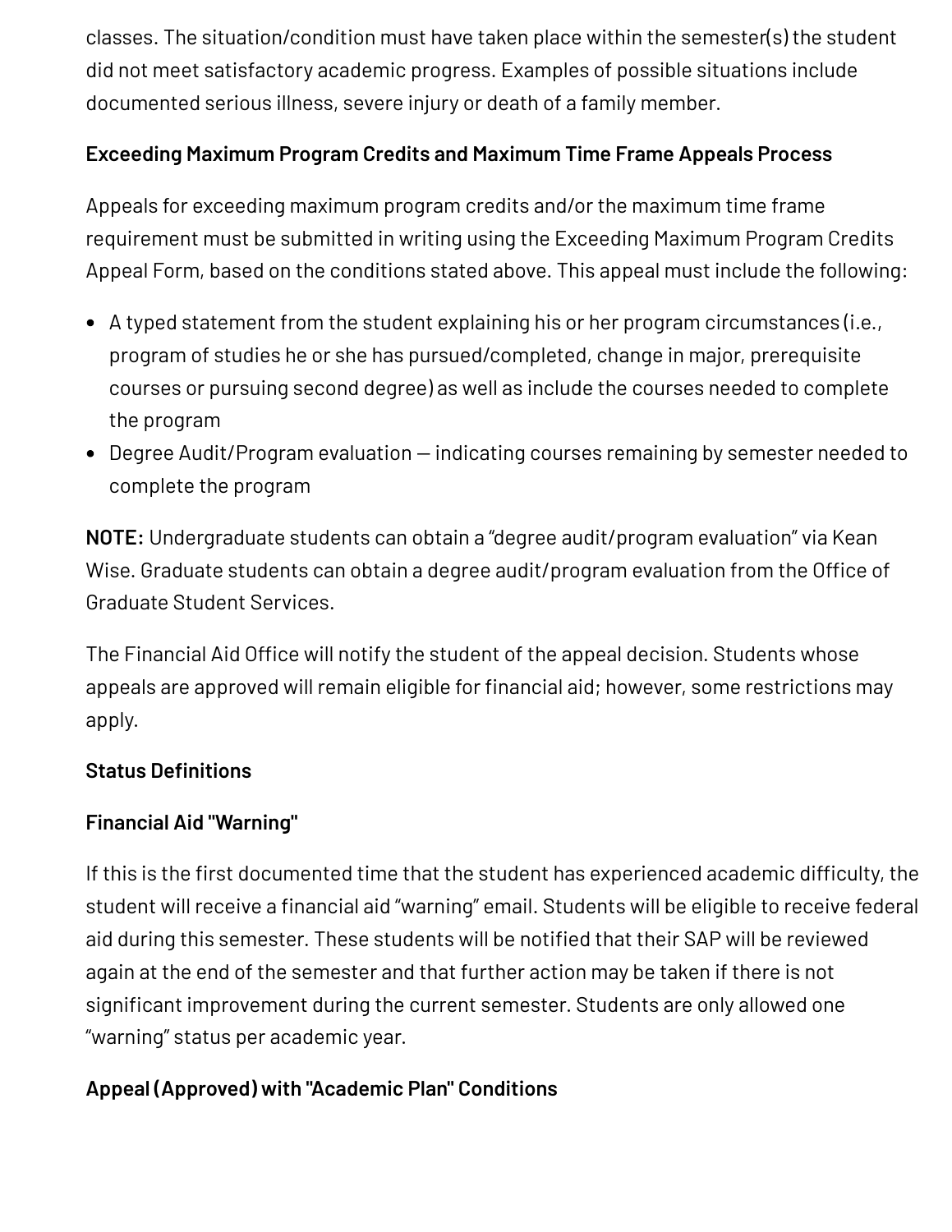classes. The situation/condition must have taken place within the semester(s) the student did not meet satisfactory academic progress. Examples of possible situations include documented serious illness, severe injury or death of a family member.

**Exceeding Maximum Program Credits and Maximum Time Frame Appeals Process**

Appeals for exceeding maximum program credits and/or the maximum time frame requirement must be submitted in writing using the Exceeding Maximum Program Credits Appeal Form, based on the conditions stated above. This appeal must include the following:

- A typed statement from the student explaining his or her program circumstances (i.e., program of studies he or she has pursued/completed, change in major, prerequisite courses or pursuing second degree) as well as include the courses needed to complete the program
- Degree Audit/Program evaluation — indicating courses remaining by semester needed to complete the program

**NOTE:** Undergraduate students can obtain a "degree audit/program evaluation" via Kean Wise. Graduate students can obtain a degree audit/program evaluation from the Office of Graduate Student Services.

The Financial Aid Office will notify the student of the appeal decision. Students whose appeals are approved will remain eligible for financial aid; however, some restrictions may apply.

**Status Definitions**

**Financial Aid "Warning"**

If this is the first documented time that the student has experienced academic difficulty, the student will receive a financial aid "warning" email. Students will be eligible to receive federal aid during this semester. These students will be notified that their SAP will be reviewed again at the end of the semester and that further action may be taken if there is not significant improvement during the current semester. Students are only allowed one "warning" status per academic year.

**Appeal (Approved) with "Academic Plan" Conditions**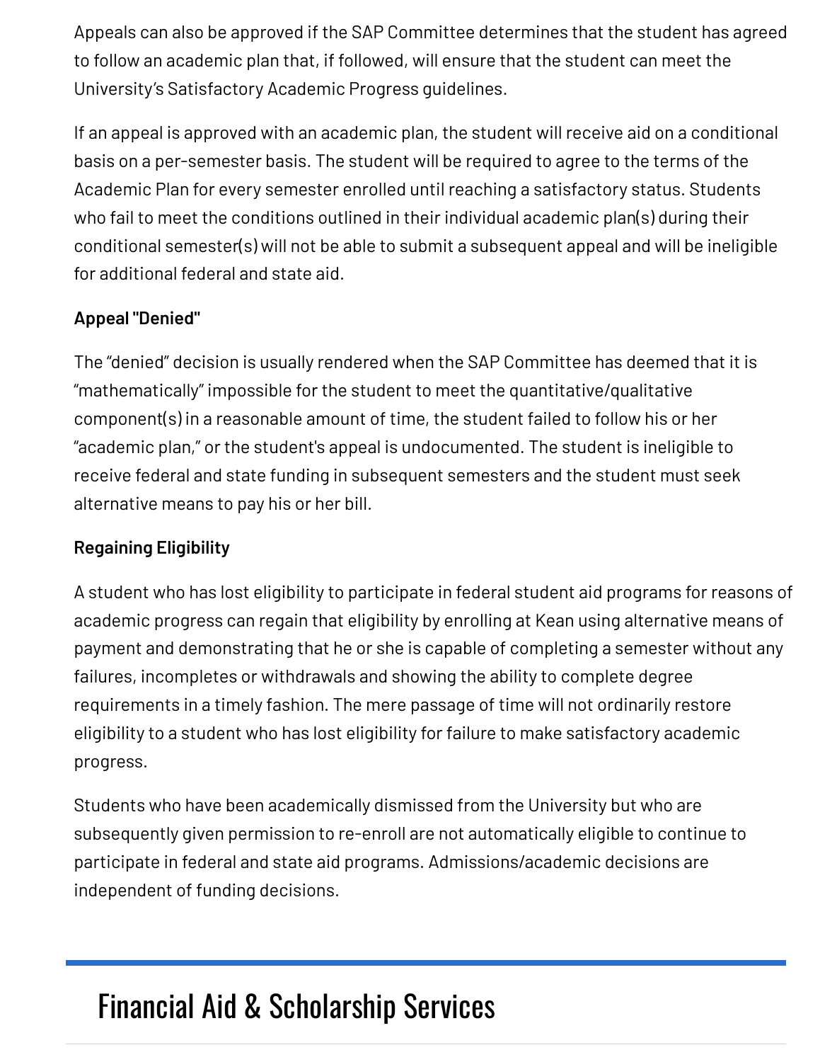Appeals can also be approved if the SAP Committee determines that the student has agreed to follow an academic plan that, if followed, will ensure that the student can meet the University's Satisfactory Academic Progress guidelines.

If an appeal is approved with an academic plan, the student will receive aid on a conditional basis on a per-semester basis. The student will be required to agree to the terms of the Academic Plan for every semester enrolled until reaching a satisfactory status. Students who fail to meet the conditions outlined in their individual academic plan(s) during their conditional semester(s) will not be able to submit a subsequent appeal and will be ineligible for additional federal and state aid.

**Appeal "Denied"**

The "denied" decision is usually rendered when the SAP Committee has deemed that it is "mathematically" impossible for the student to meet the quantitative/qualitative component(s) in a reasonable amount of time, the student failed to follow his or her "academic plan," or the student's appeal is undocumented. The student is ineligible to receive federal and state funding in subsequent semesters and the student must seek alternative means to pay his or her bill.

**Regaining Eligibility**

A student who has lost eligibility to participate in federal student aid programs for reasons of academic progress can regain that eligibility by enrolling at Kean using alternative means of payment and demonstrating that he or she is capable of completing a semester without any failures, incompletes or withdrawals and showing the ability to complete degree requirements in a timely fashion. The mere passage of time will not ordinarily restore eligibility to a student who has lost eligibility for failure to make satisfactory academic progress.

Students who have been academically dismissed from the University but who are subsequently given permission to re-enroll are not automatically eligible to continue to participate in federal and state aid programs. Admissions/academic decisions are independent of funding decisions.

## Financial Aid & Scholarship Services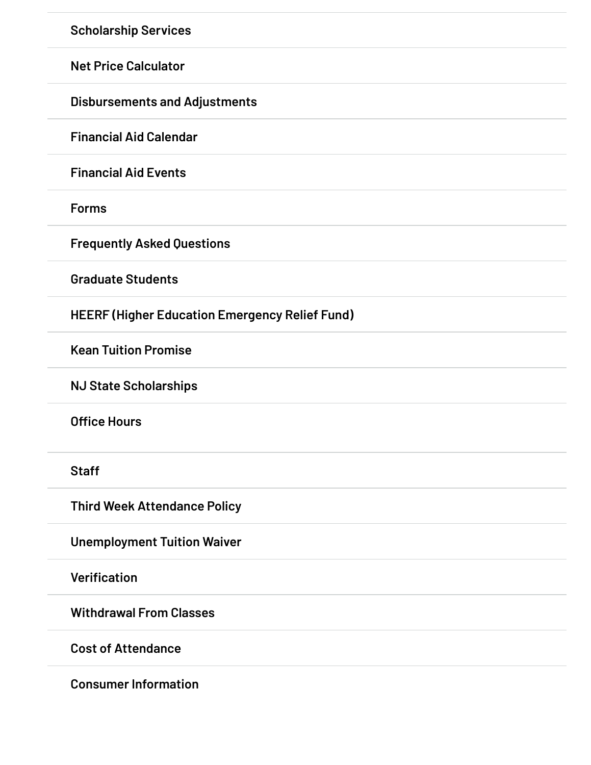- Scholarship Services
- Net Price Calculator
- Disbursements and Adjustments
- Financial Aid Calendar
- Financial Aid Events
- Forms
- Frequently Asked Questions
- Graduate Students
- HEERF (Higher Education Emergency Relief Fund)
- Kean Tuition Promise
- NJ State Scholarships
- Office Hours
- Staff
- Third Week Attendance Policy
- Unemployment Tuition Waiver
- Verification
- Withdrawal From Classes
- Cost of Attendance
- Consumer Information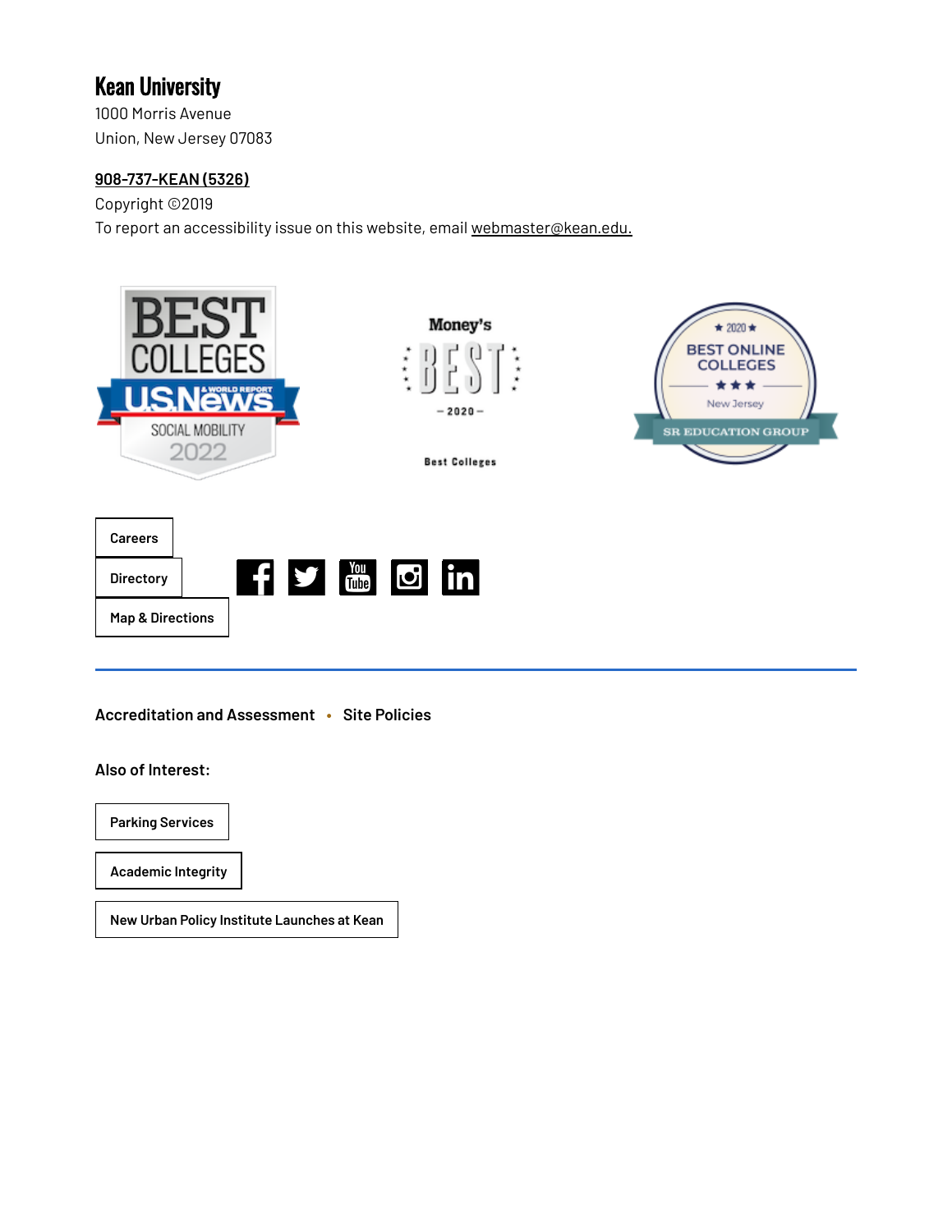**Kean University**
1000 Morris Avenue
Union, New Jersey 07083

908-737-KEAN (5326)
Copyright ©2019
To report an accessibility issue on this website, email webmaster@kean.edu.

Careers

Directory

Map & Directions

Accreditation and Assessment • Site Policies

**Also of Interest:**

Parking Services

Academic Integrity

New Urban Policy Institute Launches at Kean